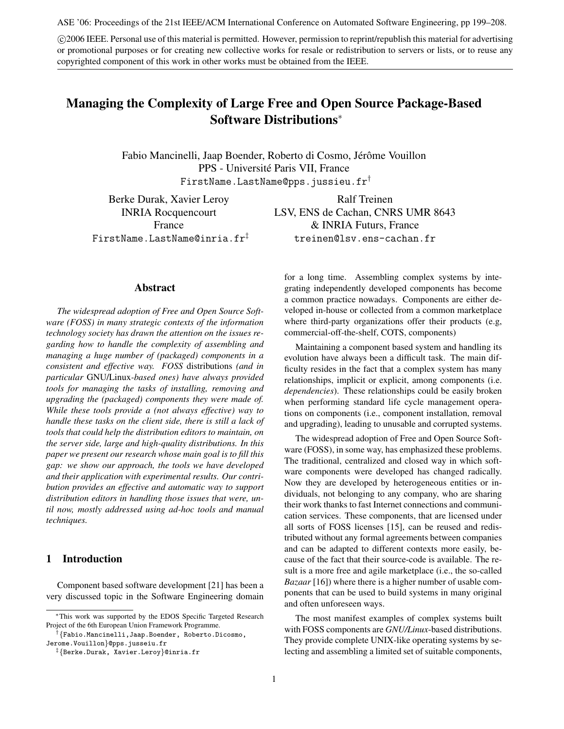ASE '06: Proceedings of the 21st IEEE/ACM International Conference on Automated Software Engineering, pp 199–208.

©2006 IEEE. Personal use of this material is permitted. However, permission to reprint/republish this material for advertising or promotional purposes or for creating new collective works for resale or redistribution to servers or lists, or to reuse any copyrighted component of this work in other works must be obtained from the IEEE.

# Managing the Complexity of Large Free and Open Source Package-Based Software Distributions*

Fabio Mancinelli, Jaap Boender, Roberto di Cosmo, Jérôme Vouillon
PPS - Université Paris VII, France
FirstName.LastName@pps.jussieu.fr†

Berke Durak, Xavier Leroy
INRIA Rocquencourt
France
FirstName.LastName@inria.fr‡

Ralf Treinen
LSV, ENS de Cachan, CNRS UMR 8643
& INRIA Futurs, France
treinen@lsv.ens-cachan.fr

## Abstract

*The widespread adoption of Free and Open Source Software (FOSS) in many strategic contexts of the information technology society has drawn the attention on the issues regarding how to handle the complexity of assembling and managing a huge number of (packaged) components in a consistent and effective way.* FOSS *distributions (and in particular* GNU/Linux*-based ones) have always provided tools for managing the tasks of installing, removing and upgrading the (packaged) components they were made of. While these tools provide a (not always effective) way to handle these tasks on the client side, there is still a lack of tools that could help the distribution editors to maintain, on the server side, large and high-quality distributions. In this paper we present our research whose main goal is to fill this gap: we show our approach, the tools we have developed and their application with experimental results. Our contribution provides an effective and automatic way to support distribution editors in handling those issues that were, until now, mostly addressed using ad-hoc tools and manual techniques.*

## 1 Introduction

Component based software development [21] has been a very discussed topic in the Software Engineering domain for a long time. Assembling complex systems by integrating independently developed components has become a common practice nowadays. Components are either developed in-house or collected from a common marketplace where third-party organizations offer their products (e.g, commercial-off-the-shelf, COTS, components)

Maintaining a component based system and handling its evolution have always been a difficult task. The main difficulty resides in the fact that a complex system has many relationships, implicit or explicit, among components (i.e. *dependencies*). These relationships could be easily broken when performing standard life cycle management operations on components (i.e., component installation, removal and upgrading), leading to unusable and corrupted systems.

The widespread adoption of Free and Open Source Software (FOSS), in some way, has emphasized these problems. The traditional, centralized and closed way in which software components were developed has changed radically. Now they are developed by heterogeneous entities or individuals, not belonging to any company, who are sharing their work thanks to fast Internet connections and communication services. These components, that are licensed under all sorts of FOSS licenses [15], can be reused and redistributed without any formal agreements between companies and can be adapted to different contexts more easily, because of the fact that their source-code is available. The result is a more free and agile marketplace (i.e., the so-called *Bazaar* [16]) where there is a higher number of usable components that can be used to build systems in many original and often unforeseen ways.

The most manifest examples of complex systems built with FOSS components are *GNU/Linux*-based distributions. They provide complete UNIX-like operating systems by selecting and assembling a limited set of suitable components,

*This work was supported by the EDOS Specific Targeted Research Project of the 6th European Union Framework Programme.

†{Fabio.Mancinelli,Jaap.Boender, Roberto.Dicosmo, Jerome.Vouillon}@pps.jusseiu.fr

‡{Berke.Durak, Xavier.Leroy}@inria.fr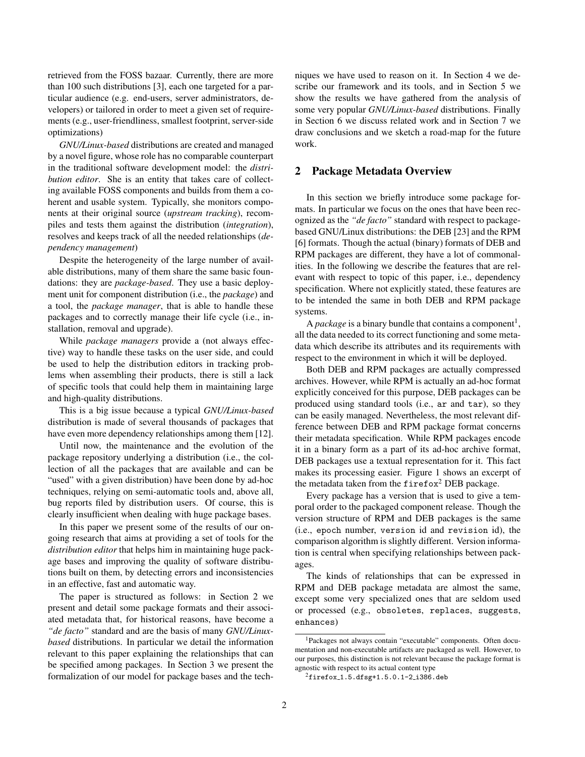retrieved from the FOSS bazaar. Currently, there are more than 100 such distributions [3], each one targeted for a particular audience (e.g. end-users, server administrators, developers) or tailored in order to meet a given set of requirements (e.g., user-friendliness, smallest footprint, server-side optimizations)

*GNU/Linux-based* distributions are created and managed by a novel figure, whose role has no comparable counterpart in the traditional software development model: the *distribution editor*. She is an entity that takes care of collecting available FOSS components and builds from them a coherent and usable system. Typically, she monitors components at their original source (*upstream tracking*), recompiles and tests them against the distribution (*integration*), resolves and keeps track of all the needed relationships (*dependency management*)

Despite the heterogeneity of the large number of available distributions, many of them share the same basic foundations: they are *package-based*. They use a basic deployment unit for component distribution (i.e., the *package*) and a tool, the *package manager*, that is able to handle these packages and to correctly manage their life cycle (i.e., installation, removal and upgrade).

While *package managers* provide a (not always effective) way to handle these tasks on the user side, and could be used to help the distribution editors in tracking problems when assembling their products, there is still a lack of specific tools that could help them in maintaining large and high-quality distributions.

This is a big issue because a typical *GNU/Linux-based* distribution is made of several thousands of packages that have even more dependency relationships among them [12].

Until now, the maintenance and the evolution of the package repository underlying a distribution (i.e., the collection of all the packages that are available and can be "used" with a given distribution) have been done by ad-hoc techniques, relying on semi-automatic tools and, above all, bug reports filed by distribution users. Of course, this is clearly insufficient when dealing with huge package bases.

In this paper we present some of the results of our ongoing research that aims at providing a set of tools for the *distribution editor* that helps him in maintaining huge package bases and improving the quality of software distributions built on them, by detecting errors and inconsistencies in an effective, fast and automatic way.

The paper is structured as follows: in Section 2 we present and detail some package formats and their associated metadata that, for historical reasons, have become a *"de facto"* standard and are the basis of many *GNU/Linux-based* distributions. In particular we detail the information relevant to this paper explaining the relationships that can be specified among packages. In Section 3 we present the formalization of our model for package bases and the techniques we have used to reason on it. In Section 4 we describe our framework and its tools, and in Section 5 we show the results we have gathered from the analysis of some very popular *GNU/Linux-based* distributions. Finally in Section 6 we discuss related work and in Section 7 we draw conclusions and we sketch a road-map for the future work.

## 2 Package Metadata Overview

In this section we briefly introduce some package formats. In particular we focus on the ones that have been recognized as the *"de facto"* standard with respect to package-based GNU/Linux distributions: the DEB [23] and the RPM [6] formats. Though the actual (binary) formats of DEB and RPM packages are different, they have a lot of commonalities. In the following we describe the features that are relevant with respect to topic of this paper, i.e., dependency specification. Where not explicitly stated, these features are to be intended the same in both DEB and RPM package systems.

A *package* is a binary bundle that contains a component[1], all the data needed to its correct functioning and some metadata which describe its attributes and its requirements with respect to the environment in which it will be deployed.

Both DEB and RPM packages are actually compressed archives. However, while RPM is actually an ad-hoc format explicitly conceived for this purpose, DEB packages can be produced using standard tools (i.e., `ar` and `tar`), so they can be easily managed. Nevertheless, the most relevant difference between DEB and RPM package format concerns their metadata specification. While RPM packages encode it in a binary form as a part of its ad-hoc archive format, DEB packages use a textual representation for it. This fact makes its processing easier. Figure 1 shows an excerpt of the metadata taken from the `firefox`[2] DEB package.

Every package has a version that is used to give a temporal order to the packaged component release. Though the version structure of RPM and DEB packages is the same (i.e., `epoch` number, `version` id and `revision` id), the comparison algorithm is slightly different. Version information is central when specifying relationships between packages.

The kinds of relationships that can be expressed in RPM and DEB package metadata are almost the same, except some very specialized ones that are seldom used or processed (e.g., `obsoletes`, `replaces`, `suggests`, `enhances`)

[1] Packages not always contain "executable" components. Often documentation and non-executable artifacts are packaged as well. However, to our purposes, this distinction is not relevant because the package format is agnostic with respect to its actual content type

[2] `firefox_1.5.dfsg+1.5.0.1-2_i386.deb`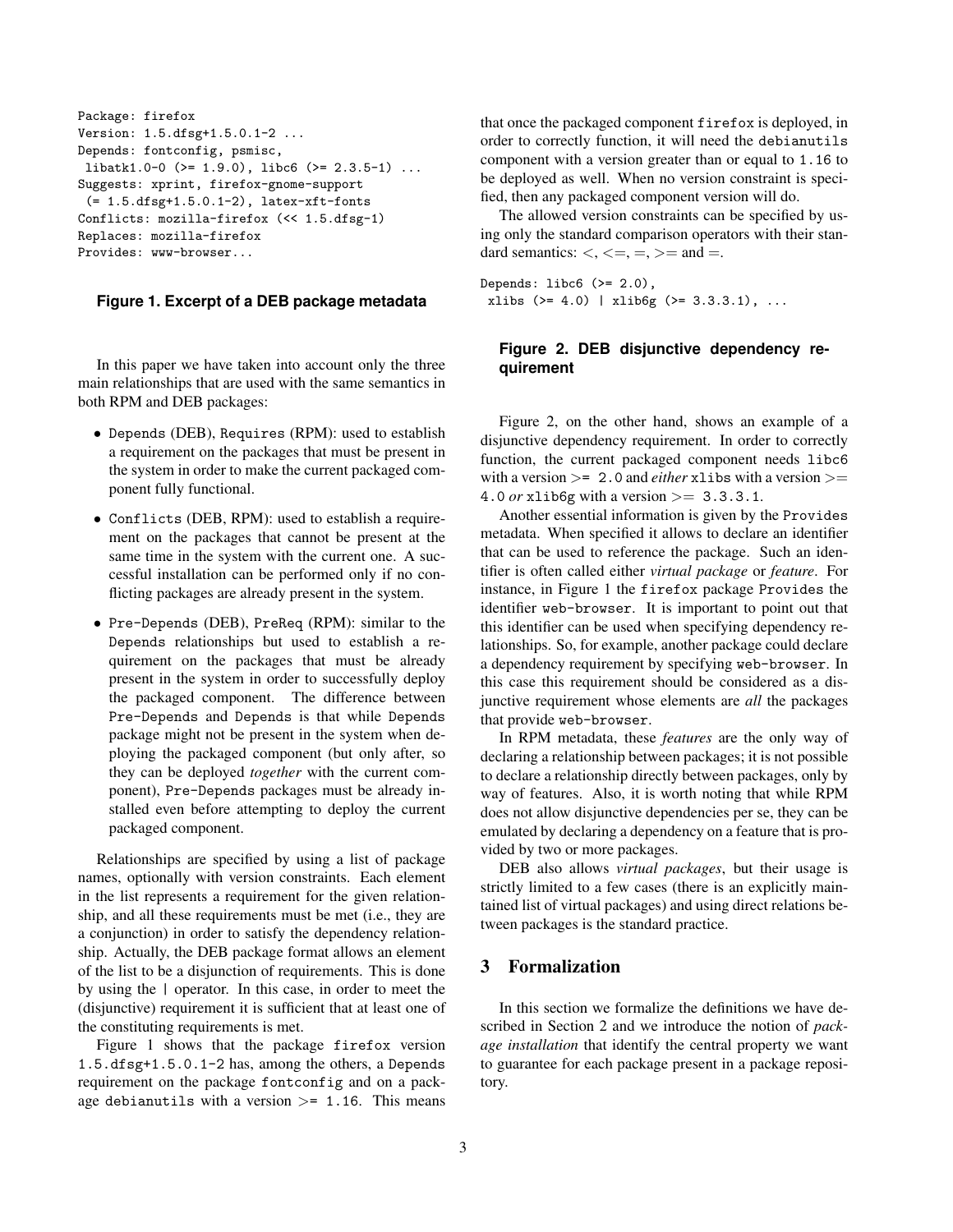```
Package: firefox
Version: 1.5.dfsg+1.5.0.1-2 ...
Depends: fontconfig, psmisc,
 libatk1.0-0 (>= 1.9.0), libc6 (>= 2.3.5-1) ...
Suggests: xprint, firefox-gnome-support
 (= 1.5.dfsg+1.5.0.1-2), latex-xft-fonts
Conflicts: mozilla-firefox (<< 1.5.dfsg-1)
Replaces: mozilla-firefox
Provides: www-browser...
```

**Figure 1. Excerpt of a DEB package metadata**

In this paper we have taken into account only the three main relationships that are used with the same semantics in both RPM and DEB packages:

- `Depends` (DEB), `Requires` (RPM): used to establish a requirement on the packages that must be present in the system in order to make the current packaged component fully functional.
- `Conflicts` (DEB, RPM): used to establish a requirement on the packages that cannot be present at the same time in the system with the current one. A successful installation can be performed only if no conflicting packages are already present in the system.
- `Pre-Depends` (DEB), `PreReq` (RPM): similar to the `Depends` relationships but used to establish a requirement on the packages that must be already present in the system in order to successfully deploy the packaged component. The difference between `Pre-Depends` and `Depends` is that while `Depends` package might not be present in the system when deploying the packaged component (but only after, so they can be deployed *together* with the current component), `Pre-Depends` packages must be already installed even before attempting to deploy the current packaged component.

Relationships are specified by using a list of package names, optionally with version constraints. Each element in the list represents a requirement for the given relationship, and all these requirements must be met (i.e., they are a conjunction) in order to satisfy the dependency relationship. Actually, the DEB package format allows an element of the list to be a disjunction of requirements. This is done by using the `|` operator. In this case, in order to meet the (disjunctive) requirement it is sufficient that at least one of the constituting requirements is met.

Figure 1 shows that the package `firefox` version `1.5.dfsg+1.5.0.1-2` has, among the others, a `Depends` requirement on the package `fontconfig` and on a package `debianutils` with a version $>=$ `1.16`. This means that once the packaged component `firefox` is deployed, in order to correctly function, it will need the `debianutils` component with a version greater than or equal to `1.16` to be deployed as well. When no version constraint is specified, then any packaged component version will do.

The allowed version constraints can be specified by using only the standard comparison operators with their standard semantics: $<$, $<=$, $=$, $>=$ and $=$.

```
Depends: libc6 (>= 2.0),
 xlibs (>= 4.0) | xlib6g (>= 3.3.3.1), ...
```

**Figure 2. DEB disjunctive dependency requirement**

Figure 2, on the other hand, shows an example of a disjunctive dependency requirement. In order to correctly function, the current packaged component needs `libc6` with a version $>=$ `2.0` and *either* `xlibs` with a version $>=$ `4.0` *or* `xlib6g` with a version $>=$ `3.3.3.1`.

Another essential information is given by the `Provides` metadata. When specified it allows to declare an identifier that can be used to reference the package. Such an identifier is often called either *virtual package* or *feature*. For instance, in Figure 1 the `firefox` package `Provides` the identifier `web-browser`. It is important to point out that this identifier can be used when specifying dependency relationships. So, for example, another package could declare a dependency requirement by specifying `web-browser`. In this case this requirement should be considered as a disjunctive requirement whose elements are *all* the packages that provide `web-browser`.

In RPM metadata, these *features* are the only way of declaring a relationship between packages; it is not possible to declare a relationship directly between packages, only by way of features. Also, it is worth noting that while RPM does not allow disjunctive dependencies per se, they can be emulated by declaring a dependency on a feature that is provided by two or more packages.

DEB also allows *virtual packages*, but their usage is strictly limited to a few cases (there is an explicitly maintained list of virtual packages) and using direct relations between packages is the standard practice.

## 3 Formalization

In this section we formalize the definitions we have described in Section 2 and we introduce the notion of *package installation* that identify the central property we want to guarantee for each package present in a package repository.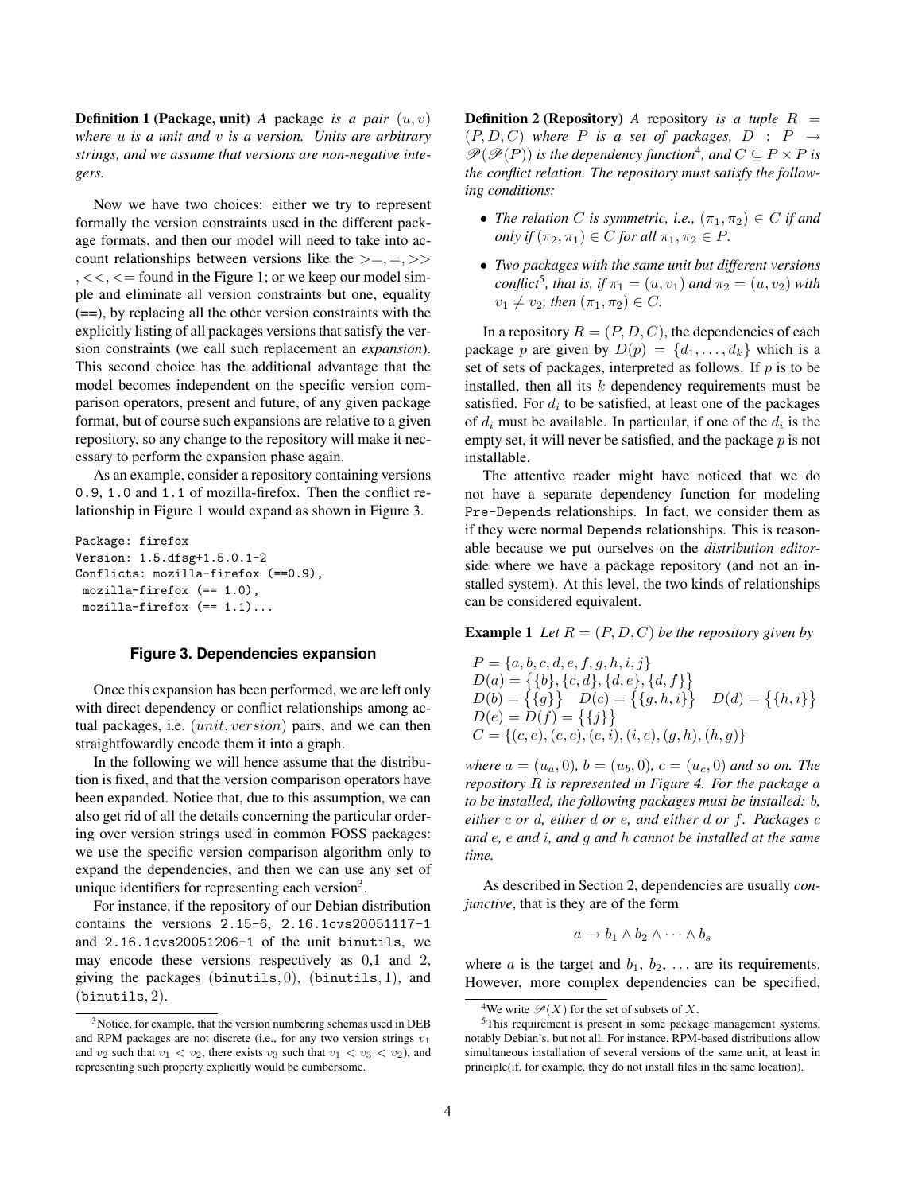**Definition 1 (Package, unit)** *A* package *is a pair* $(u, v)$ *where* $u$ *is a unit and* $v$ *is a version. Units are arbitrary strings, and we assume that versions are non-negative integers.*

Now we have two choices: either we try to represent formally the version constraints used in the different package formats, and then our model will need to take into account relationships between versions like the $>=, =, >>$, $<<, <=$ found in the Figure 1; or we keep our model simple and eliminate all version constraints but one, equality (==), by replacing all the other version constraints with the explicitly listing of all packages versions that satisfy the version constraints (we call such replacement an *expansion*). This second choice has the additional advantage that the model becomes independent on the specific version comparison operators, present and future, of any given package format, but of course such expansions are relative to a given repository, so any change to the repository will make it necessary to perform the expansion phase again.

As an example, consider a repository containing versions `0.9`, `1.0` and `1.1` of mozilla-firefox. Then the conflict relationship in Figure 1 would expand as shown in Figure 3.

```
Package: firefox
Version: 1.5.dfsg+1.5.0.1-2
Conflicts: mozilla-firefox (==0.9),
 mozilla-firefox (== 1.0),
 mozilla-firefox (== 1.1)...
```

**Figure 3. Dependencies expansion**

Once this expansion has been performed, we are left only with direct dependency or conflict relationships among actual packages, i.e. $(unit, version)$ pairs, and we can then straightfowardly encode them it into a graph.

In the following we will hence assume that the distribution is fixed, and that the version comparison operators have been expanded. Notice that, due to this assumption, we can also get rid of all the details concerning the particular ordering over version strings used in common FOSS packages: we use the specific version comparison algorithm only to expand the dependencies, and then we can use any set of unique identifiers for representing each version[3].

For instance, if the repository of our Debian distribution contains the versions `2.15-6`, `2.16.1cvs20051117-1` and `2.16.1cvs20051206-1` of the unit `binutils`, we may encode these versions respectively as 0,1 and 2, giving the packages $(\texttt{binutils}, 0)$, $(\texttt{binutils}, 1)$, and $(\texttt{binutils}, 2)$.

[3] Notice, for example, that the version numbering schemas used in DEB and RPM packages are not discrete (i.e., for any two version strings $v_1$ and $v_2$ such that $v_1 < v_2$, there exists $v_3$ such that $v_1 < v_3 < v_2$), and representing such property explicitly would be cumbersome.

**Definition 2 (Repository)** *A* repository *is a tuple* $R = (P, D, C)$ *where* $P$ *is a set of packages,* $D : P \to \mathscr{P}(\mathscr{P}(P))$ *is the dependency function*[4]*, and* $C \subseteq P \times P$ *is the conflict relation. The repository must satisfy the following conditions:*

- *The relation* $C$ *is symmetric, i.e.,* $(\pi_1, \pi_2) \in C$ *if and only if* $(\pi_2, \pi_1) \in C$ *for all* $\pi_1, \pi_2 \in P$.
- *Two packages with the same unit but different versions conflict*[5]*, that is, if* $\pi_1 = (u, v_1)$ *and* $\pi_2 = (u, v_2)$ *with* $v_1 \neq v_2$*, then* $(\pi_1, \pi_2) \in C$.

In a repository $R = (P, D, C)$, the dependencies of each package $p$ are given by $D(p) = \{d_1, \ldots, d_k\}$ which is a set of sets of packages, interpreted as follows. If $p$ is to be installed, then all its $k$ dependency requirements must be satisfied. For $d_i$ to be satisfied, at least one of the packages of $d_i$ must be available. In particular, if one of the $d_i$ is the empty set, it will never be satisfied, and the package $p$ is not installable.

The attentive reader might have noticed that we do not have a separate dependency function for modeling `Pre-Depends` relationships. In fact, we consider them as if they were normal `Depends` relationships. This is reasonable because we put ourselves on the *distribution editor*-side where we have a package repository (and not an installed system). At this level, the two kinds of relationships can be considered equivalent.

**Example 1** *Let* $R = (P, D, C)$ *be the repository given by*

$$
\begin{array}{l}
P = \{a, b, c, d, e, f, g, h, i, j\} \\
D(a) = \big\{\{b\}, \{c, d\}, \{d, e\}, \{d, f\}\big\} \\
D(b) = \big\{\{g\}\big\} \quad D(c) = \big\{\{g, h, i\}\big\} \quad D(d) = \big\{\{h, i\}\big\} \\
D(e) = D(f) = \big\{\{j\}\big\} \\
C = \{(c, e), (e, c), (e, i), (i, e), (g, h), (h, g)\}
\end{array}
$$

*where* $a = (u_a, 0)$*,* $b = (u_b, 0)$*,* $c = (u_c, 0)$ *and so on. The repository* $R$ *is represented in Figure 4. For the package* $a$ *to be installed, the following packages must be installed:* $b$*, either* $c$ *or* $d$*, either* $d$ *or* $e$*, and either* $d$ *or* $f$*. Packages* $c$ *and* $e$*,* $e$ *and* $i$*, and* $g$ *and* $h$ *cannot be installed at the same time.*

As described in Section 2, dependencies are usually *conjunctive*, that is they are of the form

$$a \to b_1 \wedge b_2 \wedge \cdots \wedge b_s$$

where $a$ is the target and $b_1$, $b_2$, ... are its requirements. However, more complex dependencies can be specified,

[4] We write $\mathscr{P}(X)$ for the set of subsets of $X$.

[5] This requirement is present in some package management systems, notably Debian's, but not all. For instance, RPM-based distributions allow simultaneous installation of several versions of the same unit, at least in principle(if, for example, they do not install files in the same location).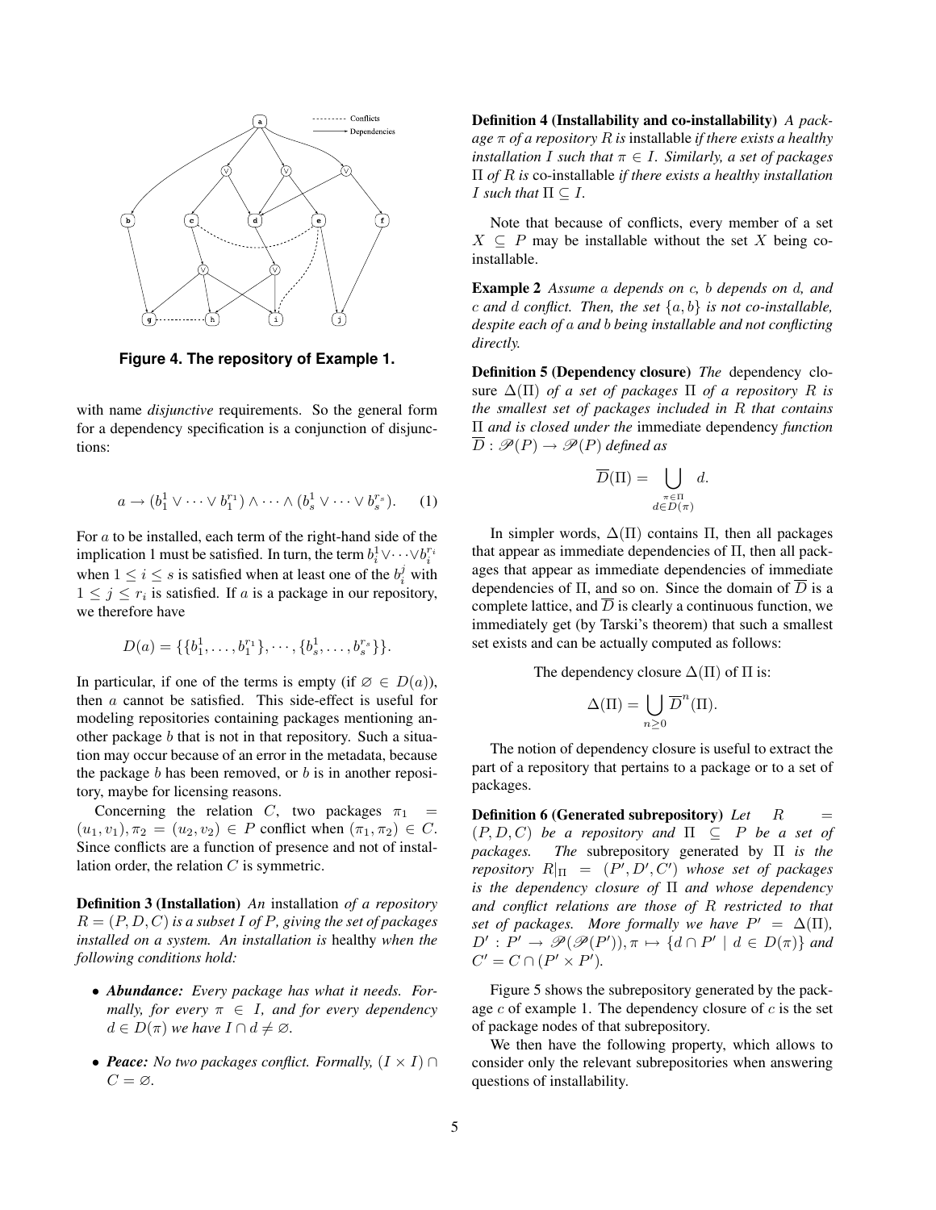Figure 4. The repository of Example 1.

with name *disjunctive* requirements. So the general form for a dependency specification is a conjunction of disjunctions:

$$a \rightarrow (b_1^1 \vee \cdots \vee b_1^{r_1}) \wedge \cdots \wedge (b_s^1 \vee \cdots \vee b_s^{r_s}). \quad (1)$$

For $a$ to be installed, each term of the right-hand side of the implication 1 must be satisfied. In turn, the term $b_i^1 \vee \cdots \vee b_i^{r_i}$ when $1 \leq i \leq s$ is satisfied when at least one of the $b_i^j$ with $1 \leq j \leq r_i$ is satisfied. If $a$ is a package in our repository, we therefore have

$$D(a) = \{\{b_1^1, \ldots, b_1^{r_1}\}, \cdots, \{b_s^1, \ldots, b_s^{r_s}\}\}.$$

In particular, if one of the terms is empty (if $\varnothing \in D(a)$), then $a$ cannot be satisfied. This side-effect is useful for modeling repositories containing packages mentioning another package $b$ that is not in that repository. Such a situation may occur because of an error in the metadata, because the package $b$ has been removed, or $b$ is in another repository, maybe for licensing reasons.

Concerning the relation $C$, two packages $\pi_1 = (u_1, v_1), \pi_2 = (u_2, v_2) \in P$ conflict when $(\pi_1, \pi_2) \in C$. Since conflicts are a function of presence and not of installation order, the relation $C$ is symmetric.

**Definition 3 (Installation)** *An* installation *of a repository $R = (P, D, C)$ is a subset $I$ of $P$, giving the set of packages installed on a system. An installation is* healthy *when the following conditions hold:*

- ***Abundance:*** *Every package has what it needs. Formally, for every $\pi \in I$, and for every dependency $d \in D(\pi)$ we have $I \cap d \neq \varnothing$.*
- ***Peace:*** *No two packages conflict. Formally, $(I \times I) \cap C = \varnothing$.*

**Definition 4 (Installability and co-installability)** *A package $\pi$ of a repository $R$ is* installable *if there exists a healthy installation $I$ such that $\pi \in I$. Similarly, a set of packages $\Pi$ of $R$ is* co-installable *if there exists a healthy installation $I$ such that $\Pi \subseteq I$.*

Note that because of conflicts, every member of a set $X \subseteq P$ may be installable without the set $X$ being co-installable.

**Example 2** *Assume $a$ depends on $c$, $b$ depends on $d$, and $c$ and $d$ conflict. Then, the set $\{a, b\}$ is not co-installable, despite each of $a$ and $b$ being installable and not conflicting directly.*

**Definition 5 (Dependency closure)** *The* dependency closure *$\Delta(\Pi)$ of a set of packages $\Pi$ of a repository $R$ is the smallest set of packages included in $R$ that contains $\Pi$ and is closed under the* immediate dependency *function $\overline{D} : \mathscr{P}(P) \rightarrow \mathscr{P}(P)$ defined as*

$$\overline{D}(\Pi) = \bigcup_{\substack{\pi \in \Pi \\ d \in D(\pi)}} d.$$

In simpler words, $\Delta(\Pi)$ contains $\Pi$, then all packages that appear as immediate dependencies of $\Pi$, then all packages that appear as immediate dependencies of immediate dependencies of $\Pi$, and so on. Since the domain of $\overline{D}$ is a complete lattice, and $\overline{D}$ is clearly a continuous function, we immediately get (by Tarski's theorem) that such a smallest set exists and can be actually computed as follows:

The dependency closure $\Delta(\Pi)$ of $\Pi$ is:

$$\Delta(\Pi) = \bigcup_{n \geq 0} \overline{D}^n(\Pi).$$

The notion of dependency closure is useful to extract the part of a repository that pertains to a package or to a set of packages.

**Definition 6 (Generated subrepository)** *Let $R = (P, D, C)$ be a repository and $\Pi \subseteq P$ be a set of packages. The* subrepository generated by $\Pi$ *is the repository $R|_\Pi = (P', D', C')$ whose set of packages is the dependency closure of $\Pi$ and whose dependency and conflict relations are those of $R$ restricted to that set of packages. More formally we have $P' = \Delta(\Pi)$, $D' : P' \rightarrow \mathscr{P}(\mathscr{P}(P')), \pi \mapsto \{d \cap P' \mid d \in D(\pi)\}$ and $C' = C \cap (P' \times P')$.*

Figure 5 shows the subrepository generated by the package $c$ of example 1. The dependency closure of $c$ is the set of package nodes of that subrepository.

We then have the following property, which allows to consider only the relevant subrepositories when answering questions of installability.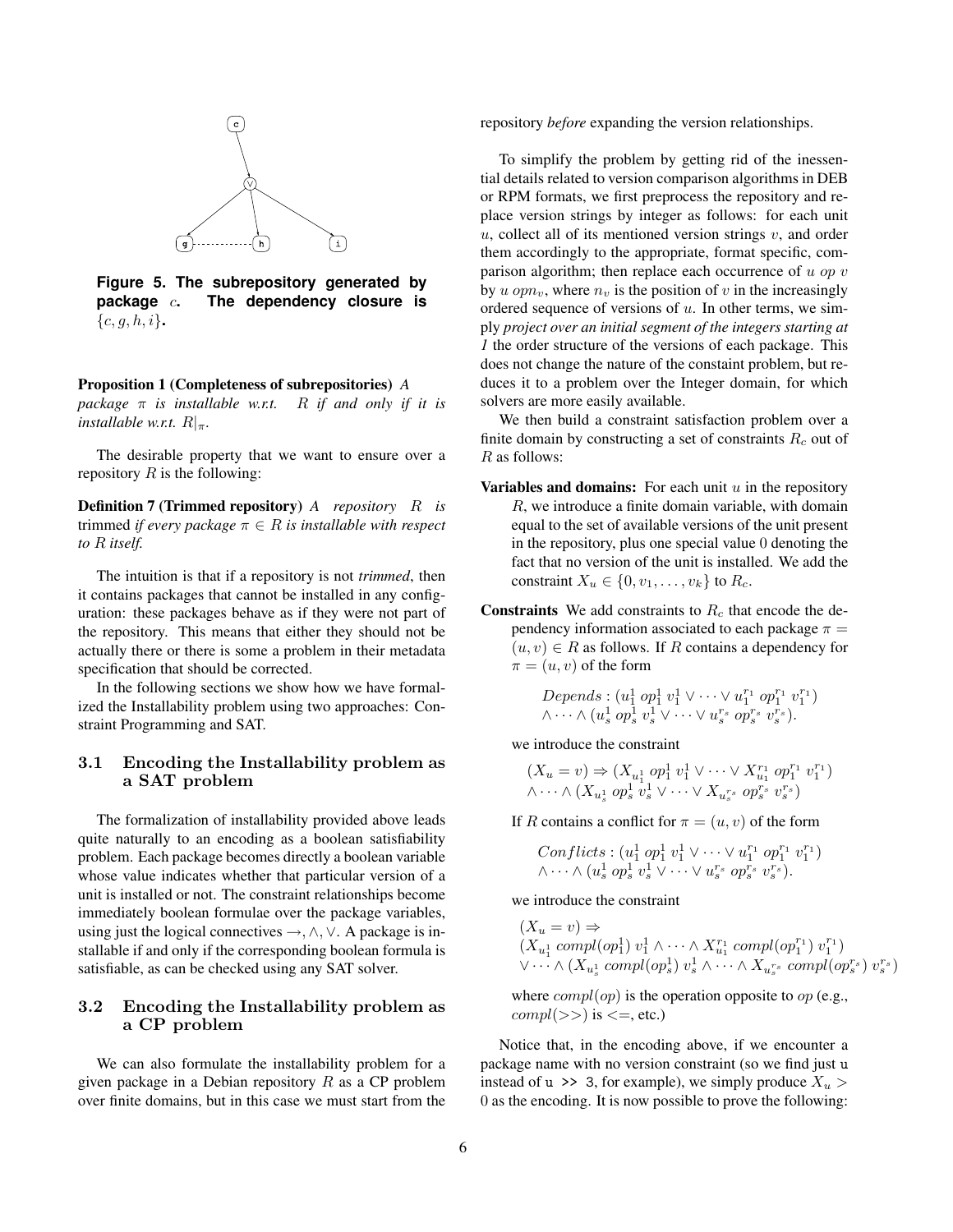**Figure 5. The subrepository generated by package $c$. The dependency closure is $\{c, g, h, i\}$.**

**Proposition 1 (Completeness of subrepositories)** *A package $\pi$ is installable w.r.t. $R$ if and only if it is installable w.r.t. $R|_\pi$.*

The desirable property that we want to ensure over a repository $R$ is the following:

**Definition 7 (Trimmed repository)** *A repository $R$ is* trimmed *if every package $\pi \in R$ is installable with respect to $R$ itself.*

The intuition is that if a repository is not *trimmed*, then it contains packages that cannot be installed in any configuration: these packages behave as if they were not part of the repository. This means that either they should not be actually there or there is some a problem in their metadata specification that should be corrected.

In the following sections we show how we have formalized the Installability problem using two approaches: Constraint Programming and SAT.

### 3.1 Encoding the Installability problem as a SAT problem

The formalization of installability provided above leads quite naturally to an encoding as a boolean satisfiability problem. Each package becomes directly a boolean variable whose value indicates whether that particular version of a unit is installed or not. The constraint relationships become immediately boolean formulae over the package variables, using just the logical connectives $\rightarrow, \wedge, \vee$. A package is installable if and only if the corresponding boolean formula is satisfiable, as can be checked using any SAT solver.

### 3.2 Encoding the Installability problem as a CP problem

We can also formulate the installability problem for a given package in a Debian repository $R$ as a CP problem over finite domains, but in this case we must start from the repository *before* expanding the version relationships.

To simplify the problem by getting rid of the inessential details related to version comparison algorithms in DEB or RPM formats, we first preprocess the repository and replace version strings by integer as follows: for each unit $u$, collect all of its mentioned version strings $v$, and order them accordingly to the appropriate, format specific, comparison algorithm; then replace each occurrence of $u\ op\ v$ by $u\ opn_v$, where $n_v$ is the position of $v$ in the increasingly ordered sequence of versions of $u$. In other terms, we simply *project over an initial segment of the integers starting at 1* the order structure of the versions of each package. This does not change the nature of the constaint problem, but reduces it to a problem over the Integer domain, for which solvers are more easily available.

We then build a constraint satisfaction problem over a finite domain by constructing a set of constraints $R_c$ out of $R$ as follows:

**Variables and domains:** For each unit $u$ in the repository $R$, we introduce a finite domain variable, with domain equal to the set of available versions of the unit present in the repository, plus one special value $0$ denoting the fact that no version of the unit is installed. We add the constraint $X_u \in \{0, v_1, \ldots, v_k\}$ to $R_c$.

**Constraints** We add constraints to $R_c$ that encode the dependency information associated to each package $\pi = (u, v) \in R$ as follows. If $R$ contains a dependency for $\pi = (u, v)$ of the form

$$Depends : (u_1^1\ op_1^1\ v_1^1 \vee \cdots \vee u_1^{r_1}\ op_1^{r_1}\ v_1^{r_1}) \wedge \cdots \wedge (u_s^1\ op_s^1\ v_s^1 \vee \cdots \vee u_s^{r_s}\ op_s^{r_s}\ v_s^{r_s}).$$

we introduce the constraint

$$(X_u = v) \Rightarrow (X_{u_1^1}\ op_1^1\ v_1^1 \vee \cdots \vee X_{u_1^{r_1}}\ op_1^{r_1}\ v_1^{r_1}) \wedge \cdots \wedge (X_{u_s^1}\ op_s^1\ v_s^1 \vee \cdots \vee X_{u_s^{r_s}}\ op_s^{r_s}\ v_s^{r_s})$$

If $R$ contains a conflict for $\pi = (u, v)$ of the form

$$Conflicts : (u_1^1\ op_1^1\ v_1^1 \vee \cdots \vee u_1^{r_1}\ op_1^{r_1}\ v_1^{r_1}) \wedge \cdots \wedge (u_s^1\ op_s^1\ v_s^1 \vee \cdots \vee u_s^{r_s}\ op_s^{r_s}\ v_s^{r_s}).$$

we introduce the constraint

$$(X_u = v) \Rightarrow (X_{u_1^1}\ compl(op_1^1)\ v_1^1 \wedge \cdots \wedge X_{u_1^{r_1}}\ compl(op_1^{r_1})\ v_1^{r_1}) \vee \cdots \wedge (X_{u_s^1}\ compl(op_s^1)\ v_s^1 \wedge \cdots \wedge X_{u_s^{r_s}}\ compl(op_s^{r_s})\ v_s^{r_s})$$

where $compl(op)$ is the operation opposite to $op$ (e.g., $compl(>>)$ is $<=$, etc.)

Notice that, in the encoding above, if we encounter a package name with no version constraint (so we find just `u` instead of `u >> 3`, for example), we simply produce $X_u > 0$ as the encoding. It is now possible to prove the following: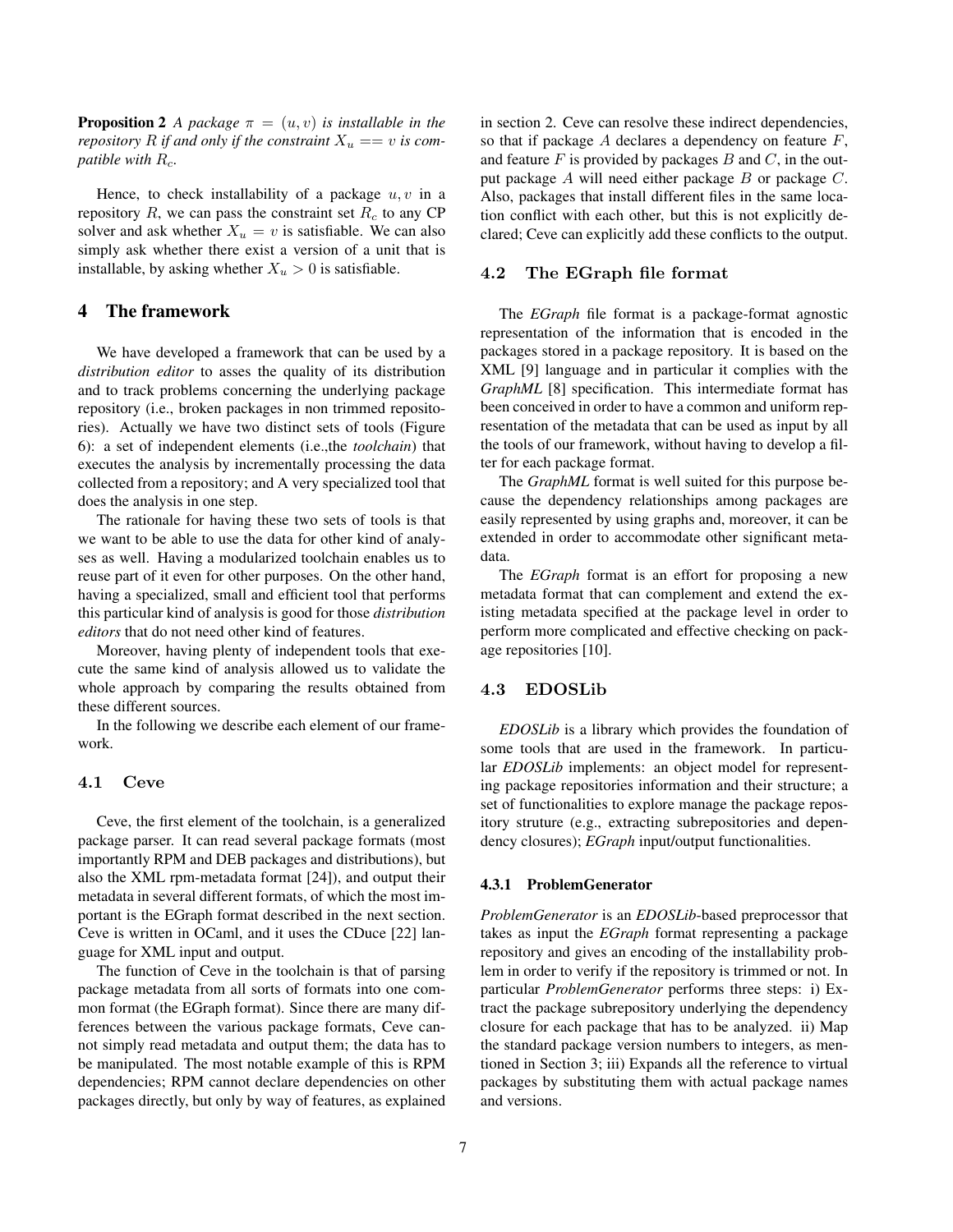**Proposition 2** *A package $\pi = (u, v)$ is installable in the repository $R$ if and only if the constraint $X_u == v$ is compatible with $R_c$.*

Hence, to check installability of a package $u, v$ in a repository $R$, we can pass the constraint set $R_c$ to any CP solver and ask whether $X_u = v$ is satisfiable. We can also simply ask whether there exist a version of a unit that is installable, by asking whether $X_u > 0$ is satisfiable.

# 4 The framework

We have developed a framework that can be used by a *distribution editor* to asses the quality of its distribution and to track problems concerning the underlying package repository (i.e., broken packages in non trimmed repositories). Actually we have two distinct sets of tools (Figure 6): a set of independent elements (i.e.,the *toolchain*) that executes the analysis by incrementally processing the data collected from a repository; and A very specialized tool that does the analysis in one step.

The rationale for having these two sets of tools is that we want to be able to use the data for other kind of analyses as well. Having a modularized toolchain enables us to reuse part of it even for other purposes. On the other hand, having a specialized, small and efficient tool that performs this particular kind of analysis is good for those *distribution editors* that do not need other kind of features.

Moreover, having plenty of independent tools that execute the same kind of analysis allowed us to validate the whole approach by comparing the results obtained from these different sources.

In the following we describe each element of our framework.

## 4.1 Ceve

Ceve, the first element of the toolchain, is a generalized package parser. It can read several package formats (most importantly RPM and DEB packages and distributions), but also the XML rpm-metadata format [24]), and output their metadata in several different formats, of which the most important is the EGraph format described in the next section. Ceve is written in OCaml, and it uses the CDuce [22] language for XML input and output.

The function of Ceve in the toolchain is that of parsing package metadata from all sorts of formats into one common format (the EGraph format). Since there are many differences between the various package formats, Ceve cannot simply read metadata and output them; the data has to be manipulated. The most notable example of this is RPM dependencies; RPM cannot declare dependencies on other packages directly, but only by way of features, as explained in section 2. Ceve can resolve these indirect dependencies, so that if package $A$ declares a dependency on feature $F$, and feature $F$ is provided by packages $B$ and $C$, in the output package $A$ will need either package $B$ or package $C$. Also, packages that install different files in the same location conflict with each other, but this is not explicitly declared; Ceve can explicitly add these conflicts to the output.

## 4.2 The EGraph file format

The *EGraph* file format is a package-format agnostic representation of the information that is encoded in the packages stored in a package repository. It is based on the XML [9] language and in particular it complies with the *GraphML* [8] specification. This intermediate format has been conceived in order to have a common and uniform representation of the metadata that can be used as input by all the tools of our framework, without having to develop a filter for each package format.

The *GraphML* format is well suited for this purpose because the dependency relationships among packages are easily represented by using graphs and, moreover, it can be extended in order to accommodate other significant metadata.

The *EGraph* format is an effort for proposing a new metadata format that can complement and extend the existing metadata specified at the package level in order to perform more complicated and effective checking on package repositories [10].

## 4.3 EDOSLib

*EDOSLib* is a library which provides the foundation of some tools that are used in the framework. In particular *EDOSLib* implements: an object model for representing package repositories information and their structure; a set of functionalities to explore manage the package repository struture (e.g., extracting subrepositories and dependency closures); *EGraph* input/output functionalities.

### 4.3.1 ProblemGenerator

*ProblemGenerator* is an *EDOSLib*-based preprocessor that takes as input the *EGraph* format representing a package repository and gives an encoding of the installability problem in order to verify if the repository is trimmed or not. In particular *ProblemGenerator* performs three steps: i) Extract the package subrepository underlying the dependency closure for each package that has to be analyzed. ii) Map the standard package version numbers to integers, as mentioned in Section 3; iii) Expands all the reference to virtual packages by substituting them with actual package names and versions.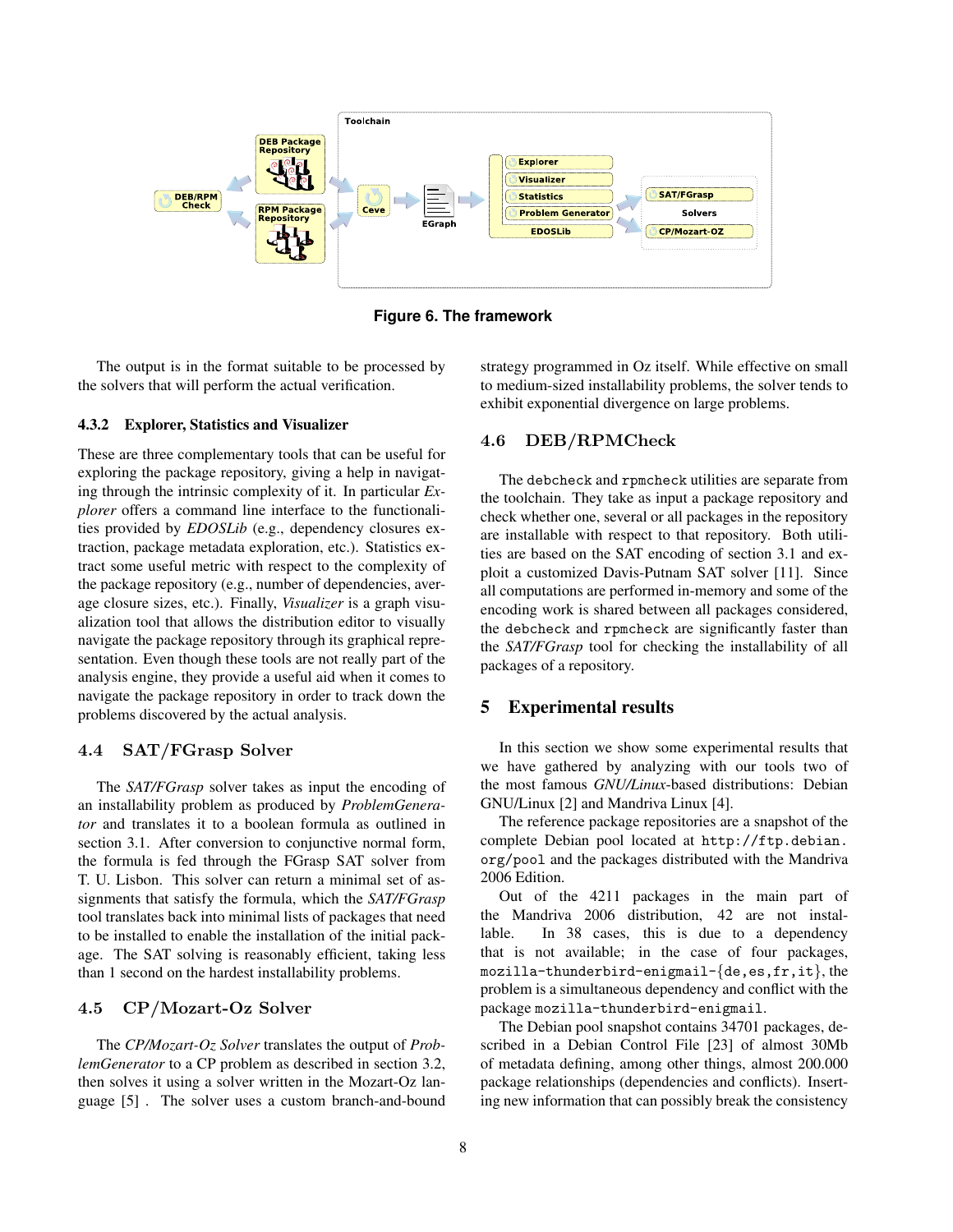**Figure 6. The framework**

The output is in the format suitable to be processed by the solvers that will perform the actual verification.

#### 4.3.2 Explorer, Statistics and Visualizer

These are three complementary tools that can be useful for exploring the package repository, giving a help in navigating through the intrinsic complexity of it. In particular *Explorer* offers a command line interface to the functionalities provided by *EDOSLib* (e.g., dependency closures extraction, package metadata exploration, etc.). Statistics extract some useful metric with respect to the complexity of the package repository (e.g., number of dependencies, average closure sizes, etc.). Finally, *Visualizer* is a graph visualization tool that allows the distribution editor to visually navigate the package repository through its graphical representation. Even though these tools are not really part of the analysis engine, they provide a useful aid when it comes to navigate the package repository in order to track down the problems discovered by the actual analysis.

### 4.4 SAT/FGrasp Solver

The *SAT/FGrasp* solver takes as input the encoding of an installability problem as produced by *ProblemGenerator* and translates it to a boolean formula as outlined in section 3.1. After conversion to conjunctive normal form, the formula is fed through the FGrasp SAT solver from T. U. Lisbon. This solver can return a minimal set of assignments that satisfy the formula, which the *SAT/FGrasp* tool translates back into minimal lists of packages that need to be installed to enable the installation of the initial package. The SAT solving is reasonably efficient, taking less than 1 second on the hardest installability problems.

### 4.5 CP/Mozart-Oz Solver

The *CP/Mozart-Oz Solver* translates the output of *ProblemGenerator* to a CP problem as described in section 3.2, then solves it using a solver written in the Mozart-Oz language [5] . The solver uses a custom branch-and-bound strategy programmed in Oz itself. While effective on small to medium-sized installability problems, the solver tends to exhibit exponential divergence on large problems.

### 4.6 DEB/RPMCheck

The `debcheck` and `rpmcheck` utilities are separate from the toolchain. They take as input a package repository and check whether one, several or all packages in the repository are installable with respect to that repository. Both utilities are based on the SAT encoding of section 3.1 and exploit a customized Davis-Putnam SAT solver [11]. Since all computations are performed in-memory and some of the encoding work is shared between all packages considered, the `debcheck` and `rpmcheck` are significantly faster than the *SAT/FGrasp* tool for checking the installability of all packages of a repository.

## 5 Experimental results

In this section we show some experimental results that we have gathered by analyzing with our tools two of the most famous *GNU/Linux*-based distributions: Debian GNU/Linux [2] and Mandriva Linux [4].

The reference package repositories are a snapshot of the complete Debian pool located at `http://ftp.debian.org/pool` and the packages distributed with the Mandriva 2006 Edition.

Out of the 4211 packages in the main part of the Mandriva 2006 distribution, 42 are not installable. In 38 cases, this is due to a dependency that is not available; in the case of four packages, `mozilla-thunderbird-enigmail-{de,es,fr,it}`, the problem is a simultaneous dependency and conflict with the package `mozilla-thunderbird-enigmail`.

The Debian pool snapshot contains 34701 packages, described in a Debian Control File [23] of almost 30Mb of metadata defining, among other things, almost 200.000 package relationships (dependencies and conflicts). Inserting new information that can possibly break the consistency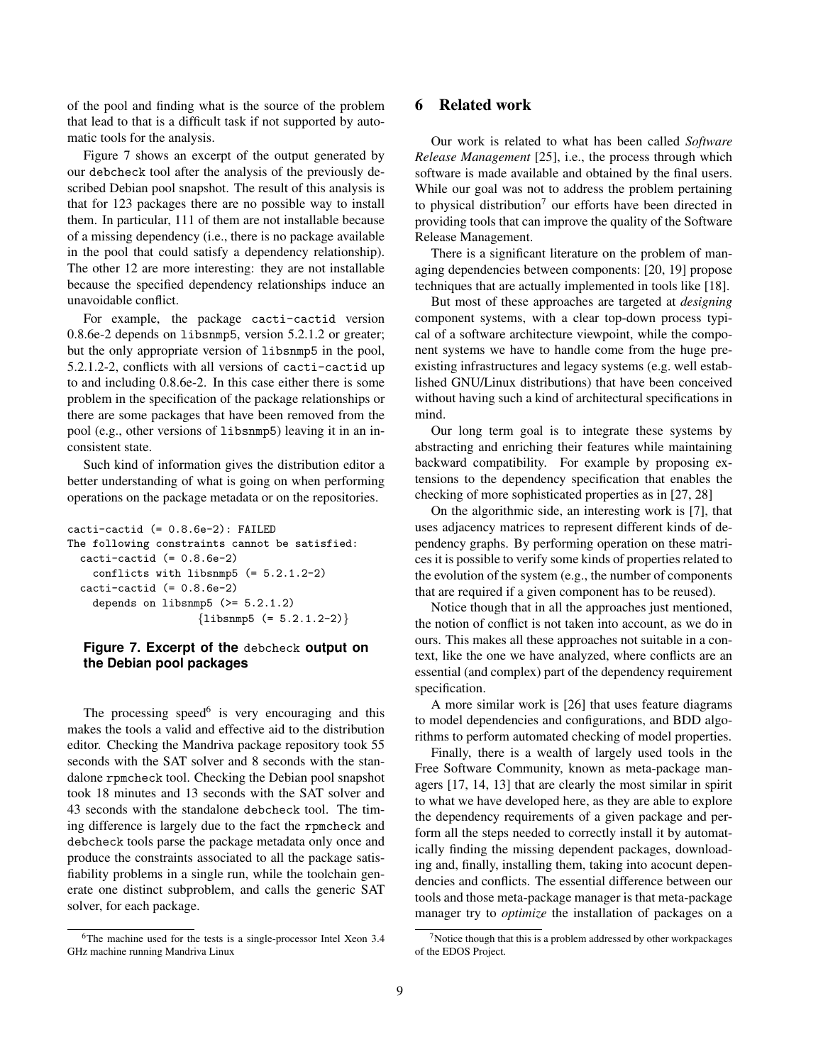of the pool and finding what is the source of the problem that lead to that is a difficult task if not supported by automatic tools for the analysis.

Figure 7 shows an excerpt of the output generated by our `debcheck` tool after the analysis of the previously described Debian pool snapshot. The result of this analysis is that for 123 packages there are no possible way to install them. In particular, 111 of them are not installable because of a missing dependency (i.e., there is no package available in the pool that could satisfy a dependency relationship). The other 12 are more interesting: they are not installable because the specified dependency relationships induce an unavoidable conflict.

For example, the package `cacti-cactid` version 0.8.6e-2 depends on `libsnmp5`, version 5.2.1.2 or greater; but the only appropriate version of `libsnmp5` in the pool, 5.2.1.2-2, conflicts with all versions of `cacti-cactid` up to and including 0.8.6e-2. In this case either there is some problem in the specification of the package relationships or there are some packages that have been removed from the pool (e.g., other versions of `libsnmp5`) leaving it in an inconsistent state.

Such kind of information gives the distribution editor a better understanding of what is going on when performing operations on the package metadata or on the repositories.

```
cacti-cactid (= 0.8.6e-2): FAILED
The following constraints cannot be satisfied:
  cacti-cactid (= 0.8.6e-2)
    conflicts with libsnmp5 (= 5.2.1.2-2)
  cacti-cactid (= 0.8.6e-2)
    depends on libsnmp5 (>= 5.2.1.2)
                    {libsnmp5 (= 5.2.1.2-2)}
```

**Figure 7. Excerpt of the `debcheck` output on the Debian pool packages**

The processing speed[6] is very encouraging and this makes the tools a valid and effective aid to the distribution editor. Checking the Mandriva package repository took 55 seconds with the SAT solver and 8 seconds with the standalone `rpmcheck` tool. Checking the Debian pool snapshot took 18 minutes and 13 seconds with the SAT solver and 43 seconds with the standalone `debcheck` tool. The timing difference is largely due to the fact the `rpmcheck` and `debcheck` tools parse the package metadata only once and produce the constraints associated to all the package satisfiability problems in a single run, while the toolchain generate one distinct subproblem, and calls the generic SAT solver, for each package.

[6]The machine used for the tests is a single-processor Intel Xeon 3.4 GHz machine running Mandriva Linux

## 6 Related work

Our work is related to what has been called *Software Release Management* [25], i.e., the process through which software is made available and obtained by the final users. While our goal was not to address the problem pertaining to physical distribution[7] our efforts have been directed in providing tools that can improve the quality of the Software Release Management.

There is a significant literature on the problem of managing dependencies between components: [20, 19] propose techniques that are actually implemented in tools like [18].

But most of these approaches are targeted at *designing* component systems, with a clear top-down process typical of a software architecture viewpoint, while the component systems we have to handle come from the huge preexisting infrastructures and legacy systems (e.g. well established GNU/Linux distributions) that have been conceived without having such a kind of architectural specifications in mind.

Our long term goal is to integrate these systems by abstracting and enriching their features while maintaining backward compatibility. For example by proposing extensions to the dependency specification that enables the checking of more sophisticated properties as in [27, 28]

On the algorithmic side, an interesting work is [7], that uses adjacency matrices to represent different kinds of dependency graphs. By performing operation on these matrices it is possible to verify some kinds of properties related to the evolution of the system (e.g., the number of components that are required if a given component has to be reused).

Notice though that in all the approaches just mentioned, the notion of conflict is not taken into account, as we do in ours. This makes all these approaches not suitable in a context, like the one we have analyzed, where conflicts are an essential (and complex) part of the dependency requirement specification.

A more similar work is [26] that uses feature diagrams to model dependencies and configurations, and BDD algorithms to perform automated checking of model properties.

Finally, there is a wealth of largely used tools in the Free Software Community, known as meta-package managers [17, 14, 13] that are clearly the most similar in spirit to what we have developed here, as they are able to explore the dependency requirements of a given package and perform all the steps needed to correctly install it by automatically finding the missing dependent packages, downloading and, finally, installing them, taking into acocunt dependencies and conflicts. The essential difference between our tools and those meta-package manager is that meta-package manager try to *optimize* the installation of packages on a

[7]Notice though that this is a problem addressed by other workpackages of the EDOS Project.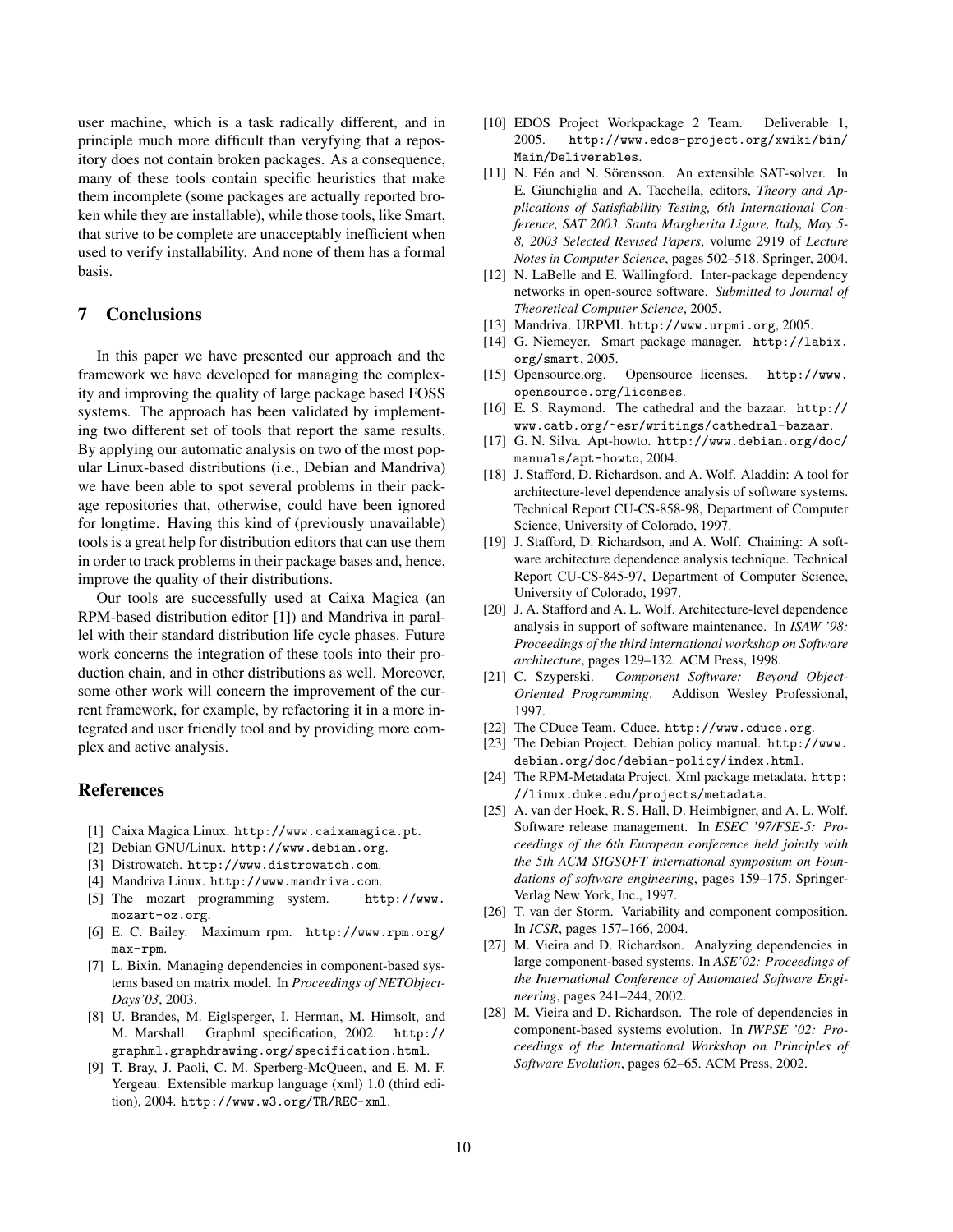user machine, which is a task radically different, and in principle much more difficult than veryfying that a repository does not contain broken packages. As a consequence, many of these tools contain specific heuristics that make them incomplete (some packages are actually reported broken while they are installable), while those tools, like Smart, that strive to be complete are unacceptably inefficient when used to verify installability. And none of them has a formal basis.

## 7 Conclusions

In this paper we have presented our approach and the framework we have developed for managing the complexity and improving the quality of large package based FOSS systems. The approach has been validated by implementing two different set of tools that report the same results. By applying our automatic analysis on two of the most popular Linux-based distributions (i.e., Debian and Mandriva) we have been able to spot several problems in their package repositories that, otherwise, could have been ignored for longtime. Having this kind of (previously unavailable) tools is a great help for distribution editors that can use them in order to track problems in their package bases and, hence, improve the quality of their distributions.

Our tools are successfully used at Caixa Magica (an RPM-based distribution editor [1]) and Mandriva in parallel with their standard distribution life cycle phases. Future work concerns the integration of these tools into their production chain, and in other distributions as well. Moreover, some other work will concern the improvement of the current framework, for example, by refactoring it in a more integrated and user friendly tool and by providing more complex and active analysis.

## References

[1] Caixa Magica Linux. http://www.caixamagica.pt.

[2] Debian GNU/Linux. http://www.debian.org.

[3] Distrowatch. http://www.distrowatch.com.

[4] Mandriva Linux. http://www.mandriva.com.

[5] The mozart programming system. http://www.mozart-oz.org.

[6] E. C. Bailey. Maximum rpm. http://www.rpm.org/max-rpm.

[7] L. Bixin. Managing dependencies in component-based systems based on matrix model. In *Proceedings of NETObject-Days'03*, 2003.

[8] U. Brandes, M. Eiglsperger, I. Herman, M. Himsolt, and M. Marshall. Graphml specification, 2002. http://graphml.graphdrawing.org/specification.html.

[9] T. Bray, J. Paoli, C. M. Sperberg-McQueen, and E. M. F. Yergeau. Extensible markup language (xml) 1.0 (third edition), 2004. http://www.w3.org/TR/REC-xml.

[10] EDOS Project Workpackage 2 Team. Deliverable 1, 2005. http://www.edos-project.org/xwiki/bin/Main/Deliverables.

[11] N. Eén and N. Sörensson. An extensible SAT-solver. In E. Giunchiglia and A. Tacchella, editors, *Theory and Applications of Satisfiability Testing, 6th International Conference, SAT 2003. Santa Margherita Ligure, Italy, May 5-8, 2003 Selected Revised Papers*, volume 2919 of *Lecture Notes in Computer Science*, pages 502–518. Springer, 2004.

[12] N. LaBelle and E. Wallingford. Inter-package dependency networks in open-source software. *Submitted to Journal of Theoretical Computer Science*, 2005.

[13] Mandriva. URPMI. http://www.urpmi.org, 2005.

[14] G. Niemeyer. Smart package manager. http://labix.org/smart, 2005.

[15] Opensource.org. Opensource licenses. http://www.opensource.org/licenses.

[16] E. S. Raymond. The cathedral and the bazaar. http://www.catb.org/~esr/writings/cathedral-bazaar.

[17] G. N. Silva. Apt-howto. http://www.debian.org/doc/manuals/apt-howto, 2004.

[18] J. Stafford, D. Richardson, and A. Wolf. Aladdin: A tool for architecture-level dependence analysis of software systems. Technical Report CU-CS-858-98, Department of Computer Science, University of Colorado, 1997.

[19] J. Stafford, D. Richardson, and A. Wolf. Chaining: A software architecture dependence analysis technique. Technical Report CU-CS-845-97, Department of Computer Science, University of Colorado, 1997.

[20] J. A. Stafford and A. L. Wolf. Architecture-level dependence analysis in support of software maintenance. In *ISAW '98: Proceedings of the third international workshop on Software architecture*, pages 129–132. ACM Press, 1998.

[21] C. Szyperski. *Component Software: Beyond Object-Oriented Programming*. Addison Wesley Professional, 1997.

[22] The CDuce Team. Cduce. http://www.cduce.org.

[23] The Debian Project. Debian policy manual. http://www.debian.org/doc/debian-policy/index.html.

[24] The RPM-Metadata Project. Xml package metadata. http://linux.duke.edu/projects/metadata.

[25] A. van der Hoek, R. S. Hall, D. Heimbigner, and A. L. Wolf. Software release management. In *ESEC '97/FSE-5: Proceedings of the 6th European conference held jointly with the 5th ACM SIGSOFT international symposium on Foundations of software engineering*, pages 159–175. Springer-Verlag New York, Inc., 1997.

[26] T. van der Storm. Variability and component composition. In *ICSR*, pages 157–166, 2004.

[27] M. Vieira and D. Richardson. Analyzing dependencies in large component-based systems. In *ASE'02: Proceedings of the International Conference of Automated Software Engineering*, pages 241–244, 2002.

[28] M. Vieira and D. Richardson. The role of dependencies in component-based systems evolution. In *IWPSE '02: Proceedings of the International Workshop on Principles of Software Evolution*, pages 62–65. ACM Press, 2002.